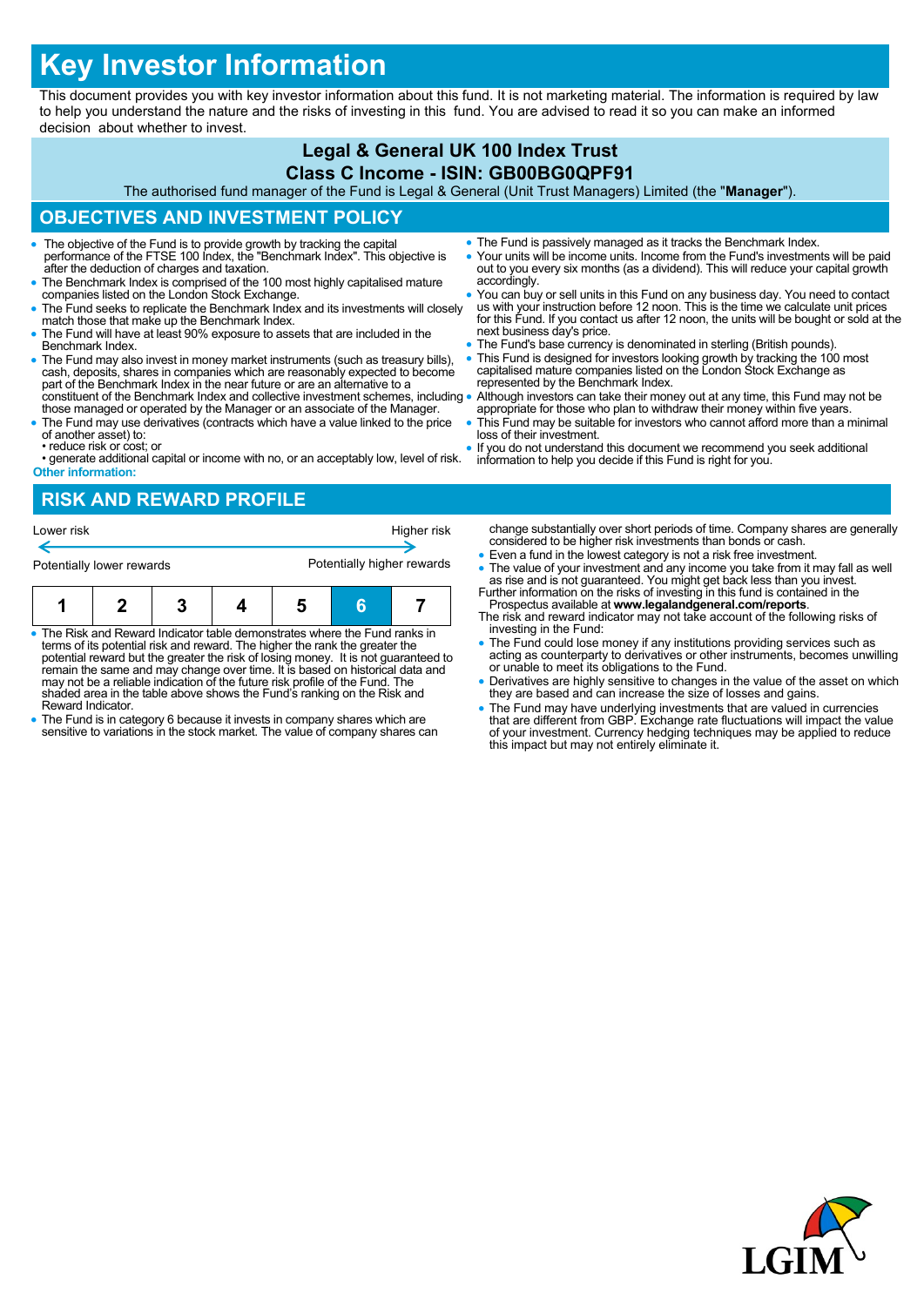# Key Investor Information

This document provides you with key investor information about this fund. It is not marketing material. The information is required by law to help you understand the nature and the risks of investing in this fund. You are advised to read it so you can make an informed decision about whether to invest.

## Legal & General UK 100 Index Trust
## Class C Income - ISIN: GB00BG0QPF91

The authorised fund manager of the Fund is Legal & General (Unit Trust Managers) Limited (the "**Manager**").

## OBJECTIVES AND INVESTMENT POLICY

- The objective of the Fund is to provide growth by tracking the capital performance of the FTSE 100 Index, the "Benchmark Index". This objective is after the deduction of charges and taxation.
- The Benchmark Index is comprised of the 100 most highly capitalised mature companies listed on the London Stock Exchange.
- The Fund seeks to replicate the Benchmark Index and its investments will closely match those that make up the Benchmark Index.
- The Fund will have at least 90% exposure to assets that are included in the Benchmark Index.
- The Fund may also invest in money market instruments (such as treasury bills), cash, deposits, shares in companies which are reasonably expected to become part of the Benchmark Index in the near future or are an alternative to a constituent of the Benchmark Index and collective investment schemes, including those managed or operated by the Manager or an associate of the Manager.
- The Fund may use derivatives (contracts which have a value linked to the price of another asset) to:
  - reduce risk or cost; or
  - generate additional capital or income with no, or an acceptably low, level of risk.

**Other information:**

- The Fund is passively managed as it tracks the Benchmark Index.
- Your units will be income units. Income from the Fund's investments will be paid out to you every six months (as a dividend). This will reduce your capital growth accordingly.
- You can buy or sell units in this Fund on any business day. You need to contact us with your instruction before 12 noon. This is the time we calculate unit prices for this Fund. If you contact us after 12 noon, the units will be bought or sold at the next business day's price.
- The Fund's base currency is denominated in sterling (British pounds).
- This Fund is designed for investors looking growth by tracking the 100 most capitalised mature companies listed on the London Stock Exchange as represented by the Benchmark Index.
- Although investors can take their money out at any time, this Fund may not be appropriate for those who plan to withdraw their money within five years.
- This Fund may be suitable for investors who cannot afford more than a minimal loss of their investment.
- If you do not understand this document we recommend you seek additional information to help you decide if this Fund is right for you.

## RISK AND REWARD PROFILE

Lower risk ← → Higher risk

Potentially lower rewards ← → Potentially higher rewards

| 1 | 2 | 3 | 4 | 5 | **6** | 7 |
|---|---|---|---|---|---|---|

- The Risk and Reward Indicator table demonstrates where the Fund ranks in terms of its potential risk and reward. The higher the rank the greater the potential reward but the greater the risk of losing money. It is not guaranteed to remain the same and may change over time. It is based on historical data and may not be a reliable indication of the future risk profile of the Fund. The shaded area in the table above shows the Fund's ranking on the Risk and Reward Indicator.
- The Fund is in category 6 because it invests in company shares which are sensitive to variations in the stock market. The value of company shares can change substantially over short periods of time. Company shares are generally considered to be higher risk investments than bonds or cash.
- Even a fund in the lowest category is not a risk free investment.
- The value of your investment and any income you take from it may fall as well as rise and is not guaranteed. You might get back less than you invest.

Further information on the risks of investing in this fund is contained in the Prospectus available at **www.legalandgeneral.com/reports**.

The risk and reward indicator may not take account of the following risks of investing in the Fund:

- The Fund could lose money if any institutions providing services such as acting as counterparty to derivatives or other instruments, becomes unwilling or unable to meet its obligations to the Fund.
- Derivatives are highly sensitive to changes in the value of the asset on which they are based and can increase the size of losses and gains.
- The Fund may have underlying investments that are valued in currencies that are different from GBP. Exchange rate fluctuations will impact the value of your investment. Currency hedging techniques may be applied to reduce this impact but may not entirely eliminate it.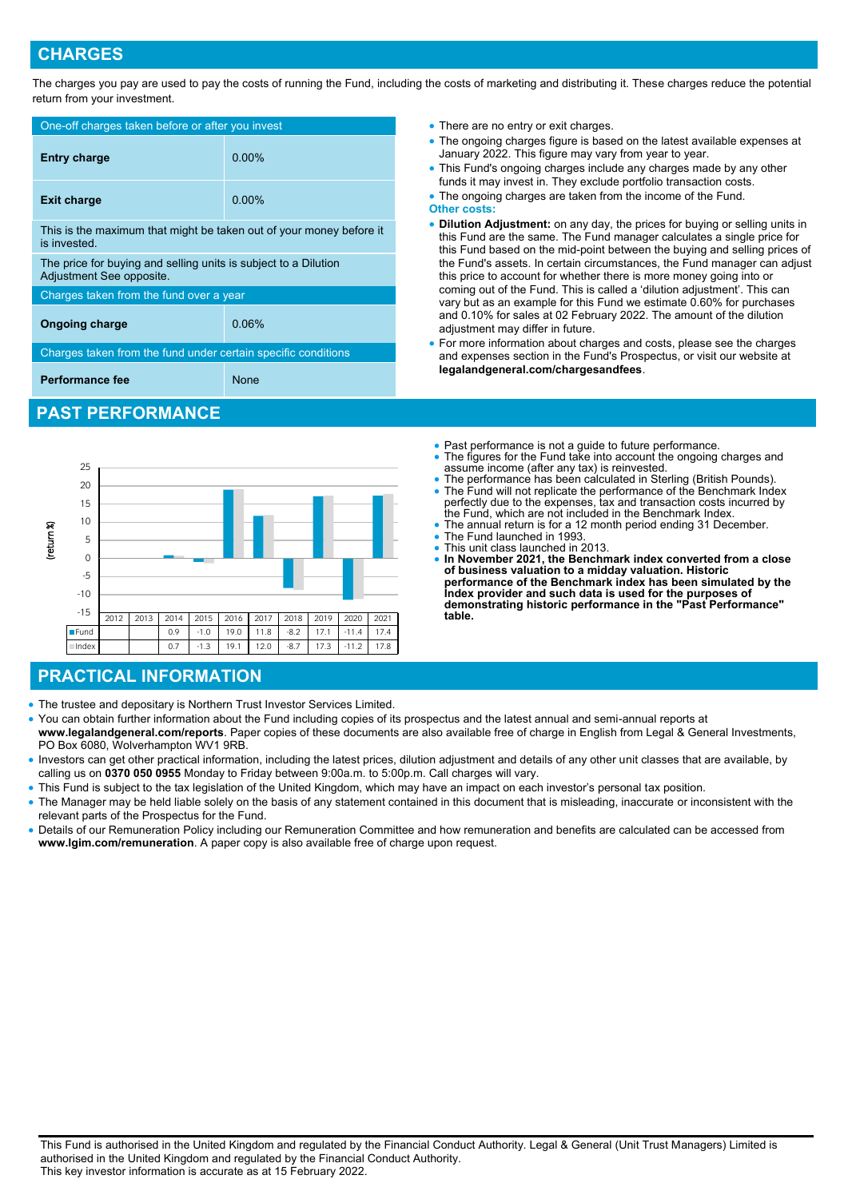## CHARGES

The charges you pay are used to pay the costs of running the Fund, including the costs of marketing and distributing it. These charges reduce the potential return from your investment.

| One-off charges taken before or after you invest | |
|---|---|
| **Entry charge** | 0.00% |
| **Exit charge** | 0.00% |
| This is the maximum that might be taken out of your money before it is invested. | |
| The price for buying and selling units is subject to a Dilution Adjustment See opposite. | |
| Charges taken from the fund over a year | |
| **Ongoing charge** | 0.06% |
| Charges taken from the fund under certain specific conditions | |
| **Performance fee** | None |

- There are no entry or exit charges.
- The ongoing charges figure is based on the latest available expenses at January 2022. This figure may vary from year to year.
- This Fund's ongoing charges include any charges made by any other funds it may invest in. They exclude portfolio transaction costs.
- The ongoing charges are taken from the income of the Fund.

**Other costs:**

- **Dilution Adjustment:** on any day, the prices for buying or selling units in this Fund are the same. The Fund manager calculates a single price for this Fund based on the mid-point between the buying and selling prices of the Fund's assets. In certain circumstances, the Fund manager can adjust this price to account for whether there is more money going into or coming out of the Fund. This is called a 'dilution adjustment'. This can vary but as an example for this Fund we estimate 0.60% for purchases and 0.10% for sales at 02 February 2022. The amount of the dilution adjustment may differ in future.
- For more information about charges and costs, please see the charges and expenses section in the Fund's Prospectus, or visit our website at **legalandgeneral.com/chargesandfees**.

## PAST PERFORMANCE

(return %)

25
20
15
10
5
0
-5
-10
-15

| | 2012 | 2013 | 2014 | 2015 | 2016 | 2017 | 2018 | 2019 | 2020 | 2021 |
|---|---|---|---|---|---|---|---|---|---|---|
| Fund | | | 0.9 | -1.0 | 19.0 | 11.8 | -8.2 | 17.1 | -11.4 | 17.4 |
| Index | | | 0.7 | -1.3 | 19.1 | 12.0 | -8.7 | 17.3 | -11.2 | 17.8 |

- Past performance is not a guide to future performance.
- The figures for the Fund take into account the ongoing charges and assume income (after any tax) is reinvested.
- The performance has been calculated in Sterling (British Pounds).
- The Fund will not replicate the performance of the Benchmark Index perfectly due to the expenses, tax and transaction costs incurred by the Fund, which are not included in the Benchmark Index.
- The annual return is for a 12 month period ending 31 December.
- The Fund launched in 1993.
- This unit class launched in 2013.
- **In November 2021, the Benchmark index converted from a close of business valuation to a midday valuation. Historic performance of the Benchmark index has been simulated by the Index provider and such data is used for the purposes of demonstrating historic performance in the "Past Performance" table.**

## PRACTICAL INFORMATION

- The trustee and depositary is Northern Trust Investor Services Limited.
- You can obtain further information about the Fund including copies of its prospectus and the latest annual and semi-annual reports at **www.legalandgeneral.com/reports**. Paper copies of these documents are also available free of charge in English from Legal & General Investments, PO Box 6080, Wolverhampton WV1 9RB.
- Investors can get other practical information, including the latest prices, dilution adjustment and details of any other unit classes that are available, by calling us on **0370 050 0955** Monday to Friday between 9:00a.m. to 5:00p.m. Call charges will vary.
- This Fund is subject to the tax legislation of the United Kingdom, which may have an impact on each investor's personal tax position.
- The Manager may be held liable solely on the basis of any statement contained in this document that is misleading, inaccurate or inconsistent with the relevant parts of the Prospectus for the Fund.
- Details of our Remuneration Policy including our Remuneration Committee and how remuneration and benefits are calculated can be accessed from **www.lgim.com/remuneration**. A paper copy is also available free of charge upon request.

This Fund is authorised in the United Kingdom and regulated by the Financial Conduct Authority. Legal & General (Unit Trust Managers) Limited is authorised in the United Kingdom and regulated by the Financial Conduct Authority.
This key investor information is accurate as at 15 February 2022.